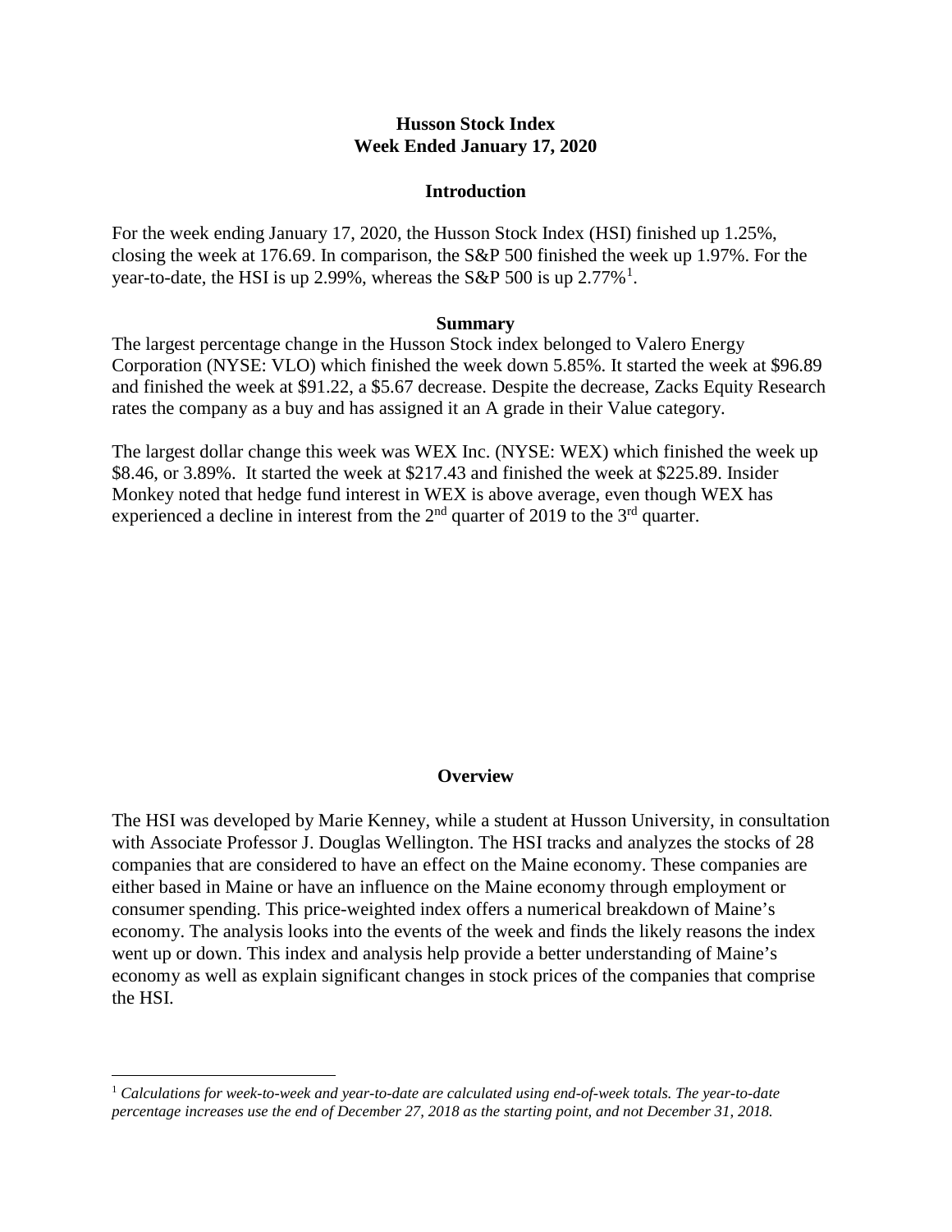# Husson Stock Index
## Week Ended January 17, 2020

### Introduction

For the week ending January 17, 2020, the Husson Stock Index (HSI) finished up 1.25%, closing the week at 176.69. In comparison, the S&P 500 finished the week up 1.97%. For the year-to-date, the HSI is up 2.99%, whereas the S&P 500 is up 2.77%[1].

### Summary

The largest percentage change in the Husson Stock index belonged to Valero Energy Corporation (NYSE: VLO) which finished the week down 5.85%. It started the week at $96.89 and finished the week at $91.22, a $5.67 decrease. Despite the decrease, Zacks Equity Research rates the company as a buy and has assigned it an A grade in their Value category.

The largest dollar change this week was WEX Inc. (NYSE: WEX) which finished the week up $8.46, or 3.89%. It started the week at $217.43 and finished the week at $225.89. Insider Monkey noted that hedge fund interest in WEX is above average, even though WEX has experienced a decline in interest from the 2nd quarter of 2019 to the 3rd quarter.

### Overview

The HSI was developed by Marie Kenney, while a student at Husson University, in consultation with Associate Professor J. Douglas Wellington. The HSI tracks and analyzes the stocks of 28 companies that are considered to have an effect on the Maine economy. These companies are either based in Maine or have an influence on the Maine economy through employment or consumer spending. This price-weighted index offers a numerical breakdown of Maine's economy. The analysis looks into the events of the week and finds the likely reasons the index went up or down. This index and analysis help provide a better understanding of Maine's economy as well as explain significant changes in stock prices of the companies that comprise the HSI.

---

[1] *Calculations for week-to-week and year-to-date are calculated using end-of-week totals. The year-to-date percentage increases use the end of December 27, 2018 as the starting point, and not December 31, 2018.*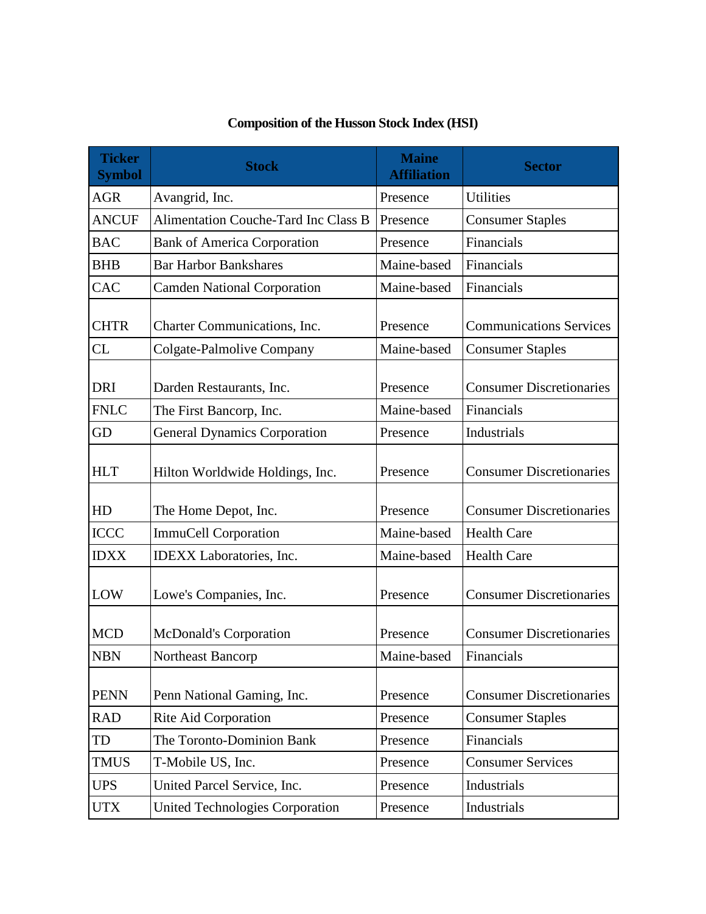**Composition of the Husson Stock Index (HSI)**

| Ticker Symbol | Stock | Maine Affiliation | Sector |
| --- | --- | --- | --- |
| AGR | Avangrid, Inc. | Presence | Utilities |
| ANCUF | Alimentation Couche-Tard Inc Class B | Presence | Consumer Staples |
| BAC | Bank of America Corporation | Presence | Financials |
| BHB | Bar Harbor Bankshares | Maine-based | Financials |
| CAC | Camden National Corporation | Maine-based | Financials |
| CHTR | Charter Communications, Inc. | Presence | Communications Services |
| CL | Colgate-Palmolive Company | Maine-based | Consumer Staples |
| DRI | Darden Restaurants, Inc. | Presence | Consumer Discretionaries |
| FNLC | The First Bancorp, Inc. | Maine-based | Financials |
| GD | General Dynamics Corporation | Presence | Industrials |
| HLT | Hilton Worldwide Holdings, Inc. | Presence | Consumer Discretionaries |
| HD | The Home Depot, Inc. | Presence | Consumer Discretionaries |
| ICCC | ImmuCell Corporation | Maine-based | Health Care |
| IDXX | IDEXX Laboratories, Inc. | Maine-based | Health Care |
| LOW | Lowe's Companies, Inc. | Presence | Consumer Discretionaries |
| MCD | McDonald's Corporation | Presence | Consumer Discretionaries |
| NBN | Northeast Bancorp | Maine-based | Financials |
| PENN | Penn National Gaming, Inc. | Presence | Consumer Discretionaries |
| RAD | Rite Aid Corporation | Presence | Consumer Staples |
| TD | The Toronto-Dominion Bank | Presence | Financials |
| TMUS | T-Mobile US, Inc. | Presence | Consumer Services |
| UPS | United Parcel Service, Inc. | Presence | Industrials |
| UTX | United Technologies Corporation | Presence | Industrials |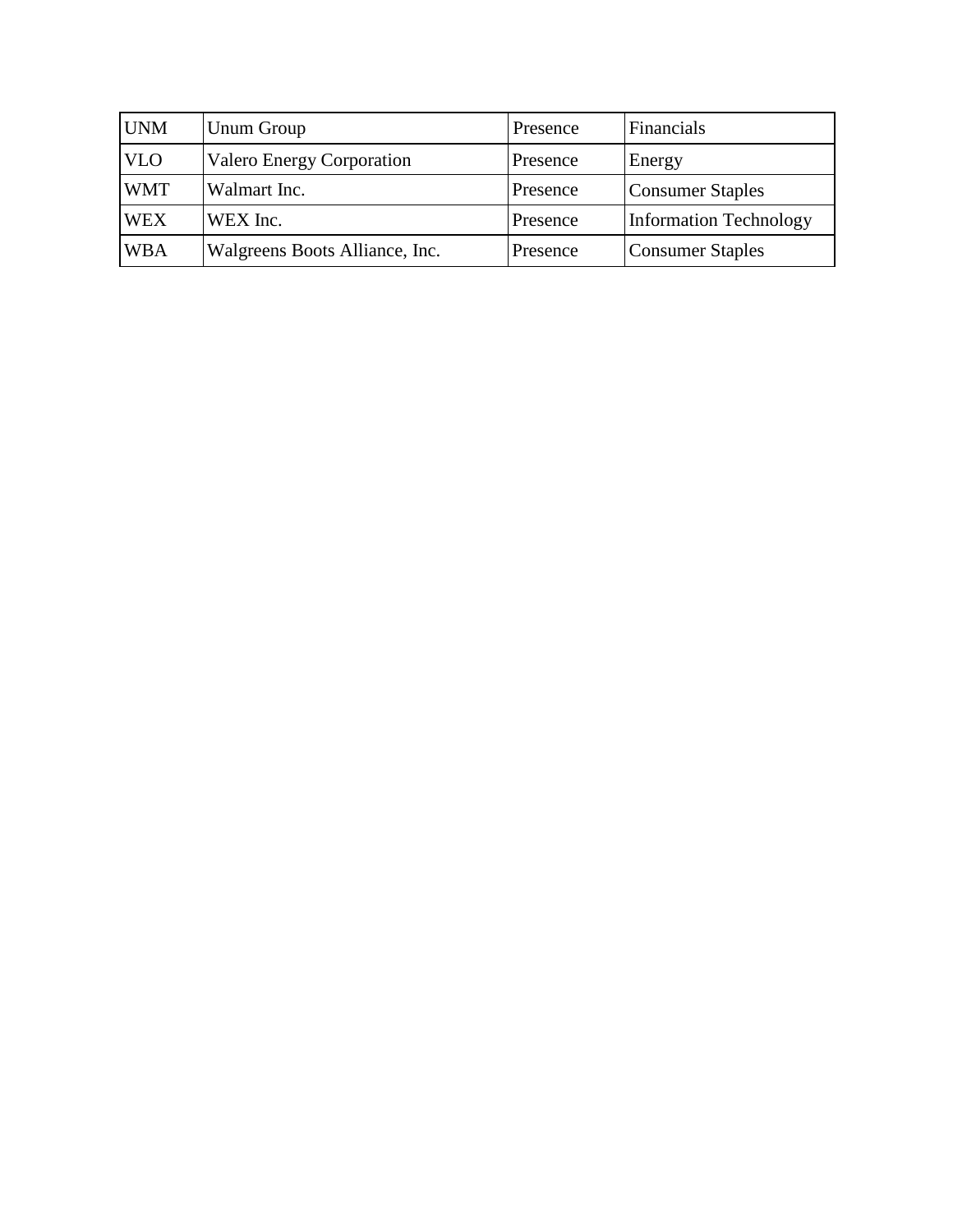| UNM | Unum Group | Presence | Financials |
|---|---|---|---|
| VLO | Valero Energy Corporation | Presence | Energy |
| WMT | Walmart Inc. | Presence | Consumer Staples |
| WEX | WEX Inc. | Presence | Information Technology |
| WBA | Walgreens Boots Alliance, Inc. | Presence | Consumer Staples |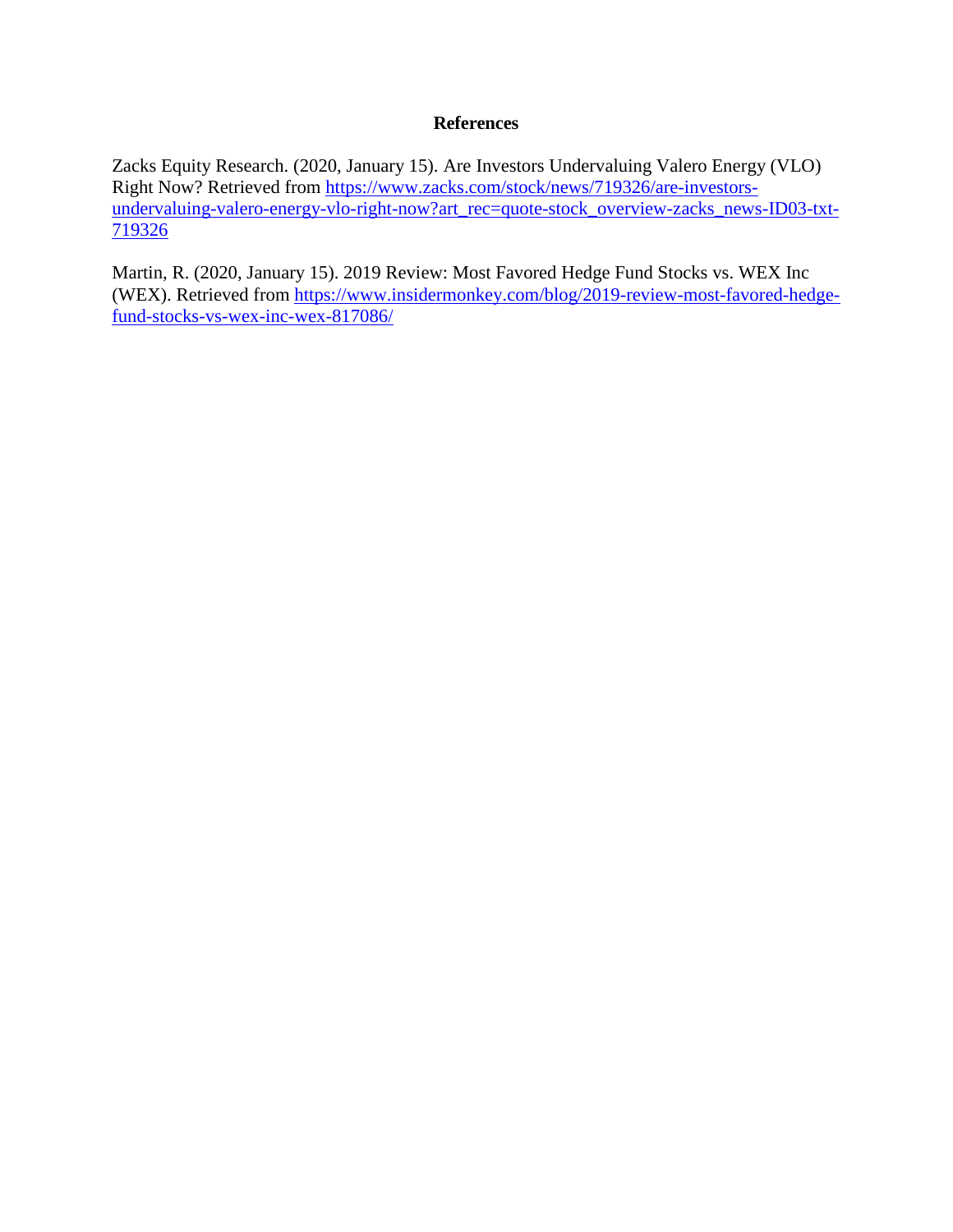# References

Zacks Equity Research. (2020, January 15). Are Investors Undervaluing Valero Energy (VLO) Right Now? Retrieved from https://www.zacks.com/stock/news/719326/are-investors-undervaluing-valero-energy-vlo-right-now?art_rec=quote-stock_overview-zacks_news-ID03-txt-719326

Martin, R. (2020, January 15). 2019 Review: Most Favored Hedge Fund Stocks vs. WEX Inc (WEX). Retrieved from https://www.insidermonkey.com/blog/2019-review-most-favored-hedge-fund-stocks-vs-wex-inc-wex-817086/